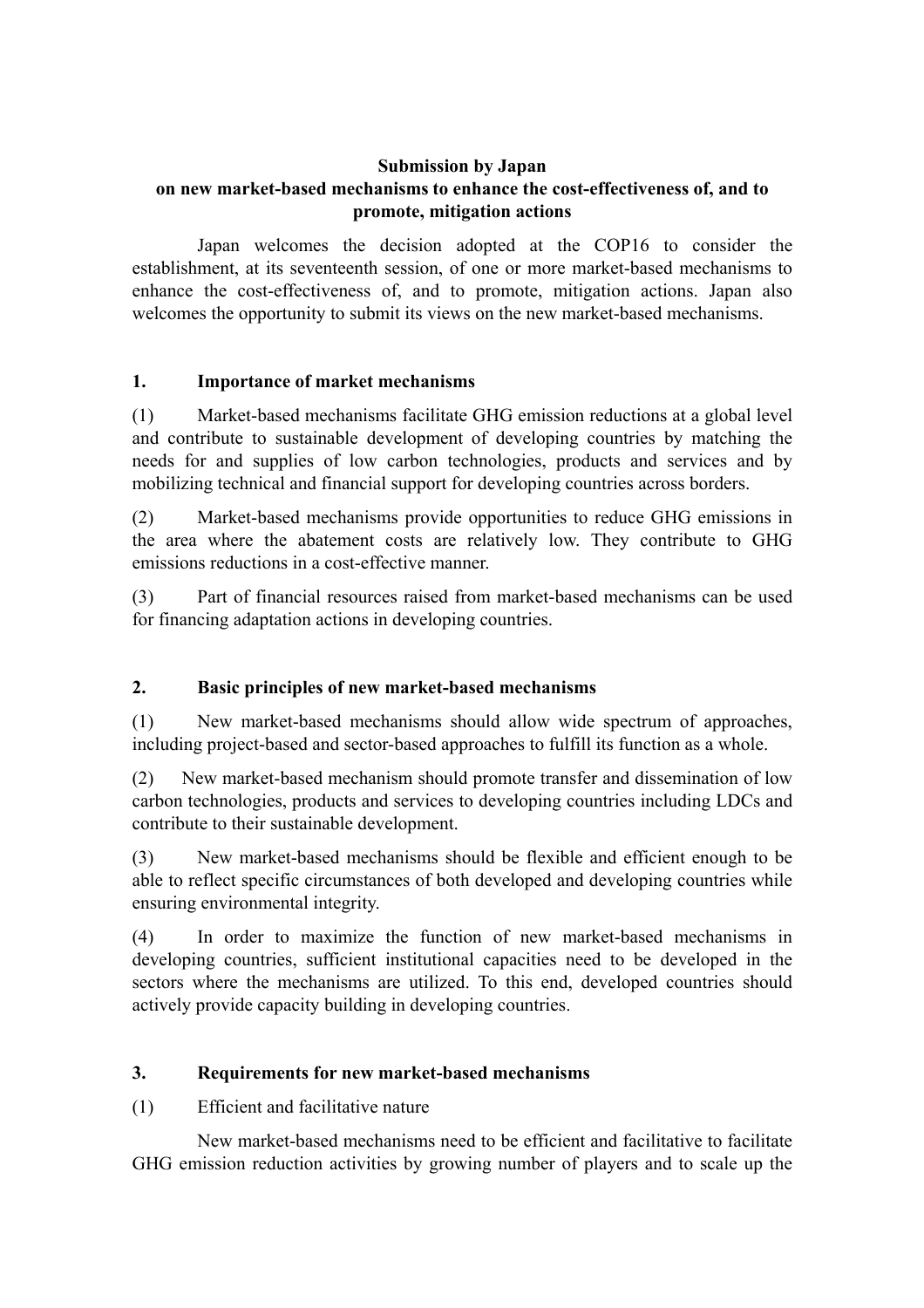**Submission by Japan**
**on new market-based mechanisms to enhance the cost-effectiveness of, and to promote, mitigation actions**

Japan welcomes the decision adopted at the COP16 to consider the establishment, at its seventeenth session, of one or more market-based mechanisms to enhance the cost-effectiveness of, and to promote, mitigation actions. Japan also welcomes the opportunity to submit its views on the new market-based mechanisms.

## 1. Importance of market mechanisms

(1) Market-based mechanisms facilitate GHG emission reductions at a global level and contribute to sustainable development of developing countries by matching the needs for and supplies of low carbon technologies, products and services and by mobilizing technical and financial support for developing countries across borders.

(2) Market-based mechanisms provide opportunities to reduce GHG emissions in the area where the abatement costs are relatively low. They contribute to GHG emissions reductions in a cost-effective manner.

(3) Part of financial resources raised from market-based mechanisms can be used for financing adaptation actions in developing countries.

## 2. Basic principles of new market-based mechanisms

(1) New market-based mechanisms should allow wide spectrum of approaches, including project-based and sector-based approaches to fulfill its function as a whole.

(2) New market-based mechanism should promote transfer and dissemination of low carbon technologies, products and services to developing countries including LDCs and contribute to their sustainable development.

(3) New market-based mechanisms should be flexible and efficient enough to be able to reflect specific circumstances of both developed and developing countries while ensuring environmental integrity.

(4) In order to maximize the function of new market-based mechanisms in developing countries, sufficient institutional capacities need to be developed in the sectors where the mechanisms are utilized. To this end, developed countries should actively provide capacity building in developing countries.

## 3. Requirements for new market-based mechanisms

(1) Efficient and facilitative nature

New market-based mechanisms need to be efficient and facilitative to facilitate GHG emission reduction activities by growing number of players and to scale up the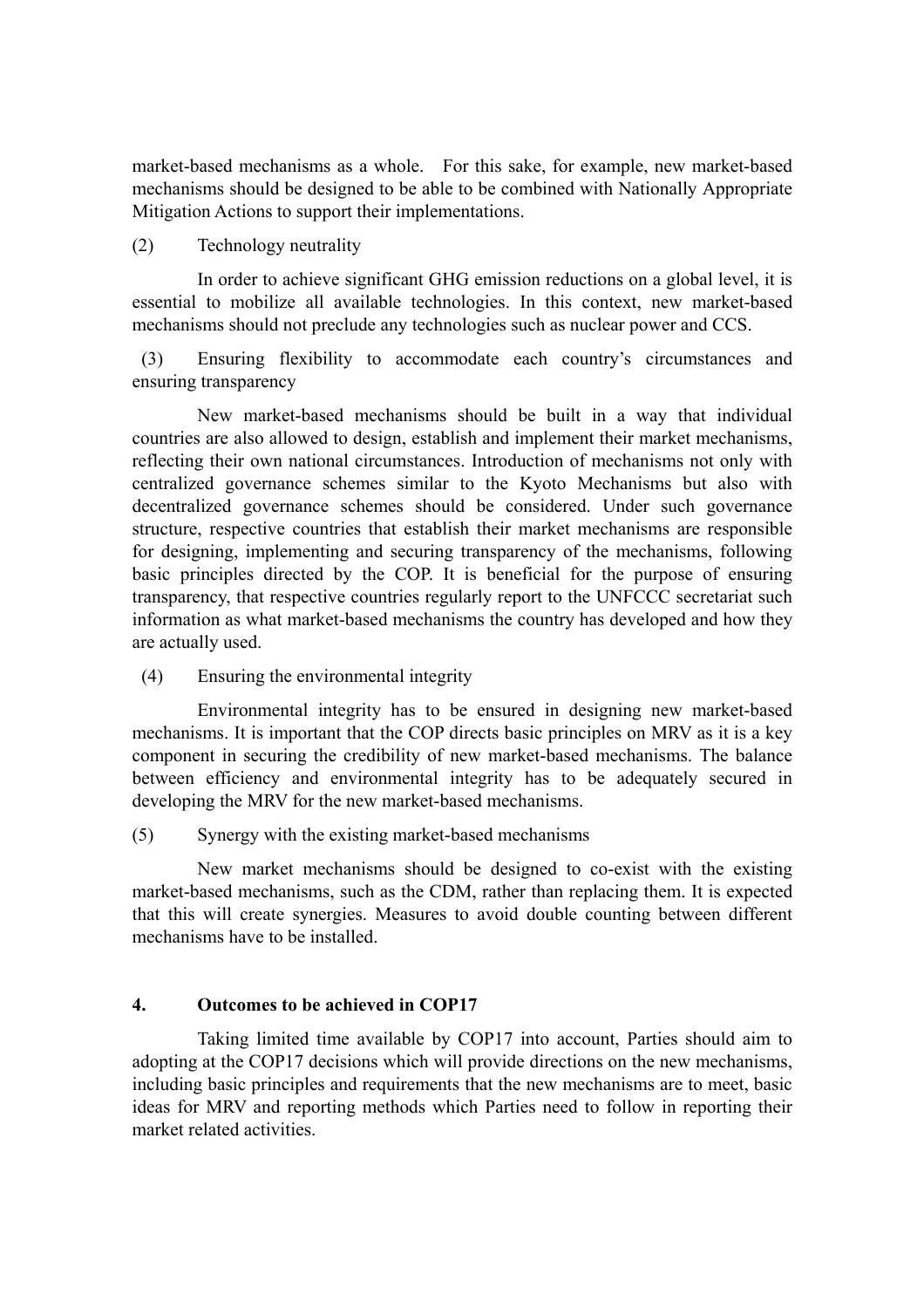market-based mechanisms as a whole. For this sake, for example, new market-based mechanisms should be designed to be able to be combined with Nationally Appropriate Mitigation Actions to support their implementations.

(2) Technology neutrality

In order to achieve significant GHG emission reductions on a global level, it is essential to mobilize all available technologies. In this context, new market-based mechanisms should not preclude any technologies such as nuclear power and CCS.

(3) Ensuring flexibility to accommodate each country's circumstances and ensuring transparency

New market-based mechanisms should be built in a way that individual countries are also allowed to design, establish and implement their market mechanisms, reflecting their own national circumstances. Introduction of mechanisms not only with centralized governance schemes similar to the Kyoto Mechanisms but also with decentralized governance schemes should be considered. Under such governance structure, respective countries that establish their market mechanisms are responsible for designing, implementing and securing transparency of the mechanisms, following basic principles directed by the COP. It is beneficial for the purpose of ensuring transparency, that respective countries regularly report to the UNFCCC secretariat such information as what market-based mechanisms the country has developed and how they are actually used.

(4) Ensuring the environmental integrity

Environmental integrity has to be ensured in designing new market-based mechanisms. It is important that the COP directs basic principles on MRV as it is a key component in securing the credibility of new market-based mechanisms. The balance between efficiency and environmental integrity has to be adequately secured in developing the MRV for the new market-based mechanisms.

(5) Synergy with the existing market-based mechanisms

New market mechanisms should be designed to co-exist with the existing market-based mechanisms, such as the CDM, rather than replacing them. It is expected that this will create synergies. Measures to avoid double counting between different mechanisms have to be installed.

## 4. Outcomes to be achieved in COP17

Taking limited time available by COP17 into account, Parties should aim to adopting at the COP17 decisions which will provide directions on the new mechanisms, including basic principles and requirements that the new mechanisms are to meet, basic ideas for MRV and reporting methods which Parties need to follow in reporting their market related activities.